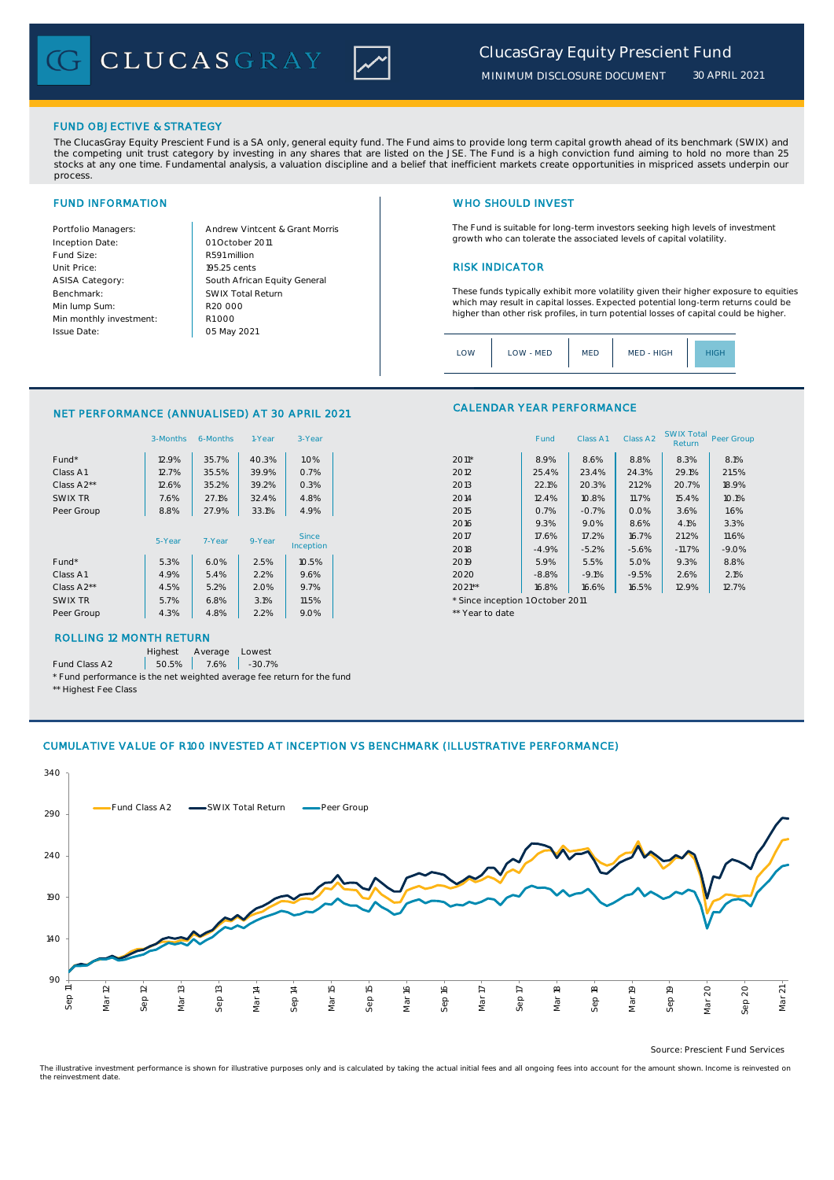# ClucasGray Equity Prescient Fund

MINIMUM DISCLOSURE DOCUMENT 30 APRIL 2021

## FUND OBJECTIVE & STRATEGY

The ClucasGray Equity Prescient Fund is a SA only, general equity fund. The Fund aims to provide long term capital growth ahead of its benchmark (SWIX) and the competing unit trust category by investing in any shares that are listed on the JSE. The Fund is a high conviction fund aiming to hold no more than 25 stocks at any one time. Fundamental analysis, a valuation discipline and a belief that inefficient markets create opportunities in mispriced assets underpin our process.

## FUND INFORMATION

| | |
|---|---|
| Portfolio Managers: | Andrew Vintcent & Grant Morris |
| Inception Date: | 01 October 2011 |
| Fund Size: | R591 million |
| Unit Price: | 195.25 cents |
| ASISA Category: | South African Equity General |
| Benchmark: | SWIX Total Return |
| Min lump Sum: | R20 000 |
| Min monthly investment: | R1 000 |
| Issue Date: | 05 May 2021 |

## WHO SHOULD INVEST

The Fund is suitable for long-term investors seeking high levels of investment growth who can tolerate the associated levels of capital volatility.

## RISK INDICATOR

These funds typically exhibit more volatility given their higher exposure to equities which may result in capital losses. Expected potential long-term returns could be higher than other risk profiles, in turn potential losses of capital could be higher.

| LOW | LOW - MED | MED | MED - HIGH | **HIGH** |
|---|---|---|---|---|

## NET PERFORMANCE (ANNUALISED) AT 30 APRIL 2021

| | 3-Months | 6-Months | 1-Year | 3-Year |
|---|---|---|---|---|
| Fund* | 12.9% | 35.7% | 40.3% | 1.0% |
| Class A1 | 12.7% | 35.5% | 39.9% | 0.7% |
| Class A2** | 12.6% | 35.2% | 39.2% | 0.3% |
| SWIX TR | 7.6% | 27.1% | 32.4% | 4.8% |
| Peer Group | 8.8% | 27.9% | 33.1% | 4.9% |

| | 5-Year | 7-Year | 9-Year | Since Inception |
|---|---|---|---|---|
| Fund* | 5.3% | 6.0% | 2.5% | 10.5% |
| Class A1 | 4.9% | 5.4% | 2.2% | 9.6% |
| Class A2** | 4.5% | 5.2% | 2.0% | 9.7% |
| SWIX TR | 5.7% | 6.8% | 3.1% | 11.5% |
| Peer Group | 4.3% | 4.8% | 2.2% | 9.0% |

## CALENDAR YEAR PERFORMANCE

| | Fund | Class A1 | Class A2 | SWIX Total Return | Peer Group |
|---|---|---|---|---|---|
| 2011* | 8.9% | 8.6% | 8.8% | 8.3% | 8.1% |
| 2012 | 25.4% | 23.4% | 24.3% | 29.1% | 21.5% |
| 2013 | 22.1% | 20.3% | 21.2% | 20.7% | 18.9% |
| 2014 | 12.4% | 10.8% | 11.7% | 15.4% | 10.1% |
| 2015 | 0.7% | -0.7% | 0.0% | 3.6% | 1.6% |
| 2016 | 9.3% | 9.0% | 8.6% | 4.1% | 3.3% |
| 2017 | 17.6% | 17.2% | 16.7% | 21.2% | 11.6% |
| 2018 | -4.9% | -5.2% | -5.6% | -11.7% | -9.0% |
| 2019 | 5.9% | 5.5% | 5.0% | 9.3% | 8.8% |
| 2020 | -8.8% | -9.1% | -9.5% | 2.6% | 2.1% |
| 2021** | 16.8% | 16.6% | 16.5% | 12.9% | 12.7% |

\* Since inception 1 October 2011

** Year to date

## ROLLING 12 MONTH RETURN

| | Highest | Average | Lowest |
|---|---|---|---|
| Fund Class A2 | 50.5% | 7.6% | -30.7% |

\* Fund performance is the net weighted average fee return for the fund

** Highest Fee Class

## CUMULATIVE VALUE OF R100 INVESTED AT INCEPTION VS BENCHMARK (ILLUSTRATIVE PERFORMANCE)

Source: Prescient Fund Services

The illustrative investment performance is shown for illustrative purposes only and is calculated by taking the actual initial fees and all ongoing fees into account for the amount shown. Income is reinvested on the reinvestment date.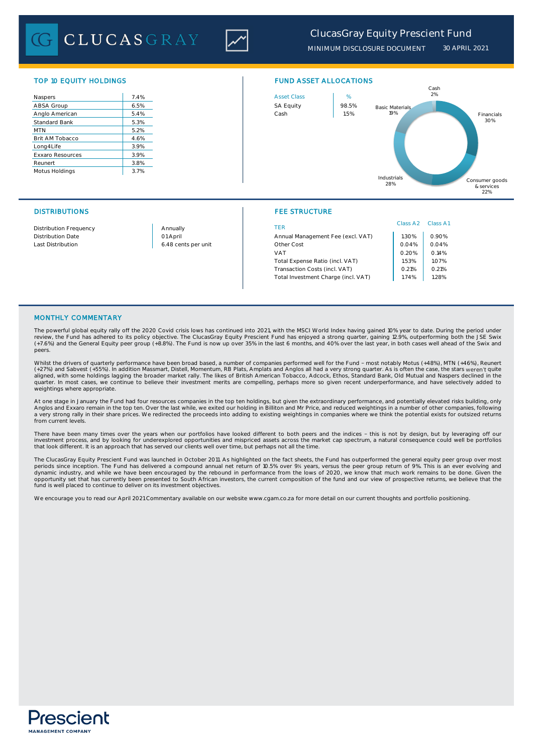ClucasGray Equity Prescient Fund

MINIMUM DISCLOSURE DOCUMENT 30 APRIL 2021

## TOP 10 EQUITY HOLDINGS

| Holding | % |
|---|---|
| Naspers | 7.4% |
| ABSA Group | 6.5% |
| Anglo American | 5.4% |
| Standard Bank | 5.3% |
| MTN | 5.2% |
| Brit AM Tobacco | 4.6% |
| Long4Life | 3.9% |
| Exxaro Resources | 3.9% |
| Reunert | 3.8% |
| Motus Holdings | 3.7% |

## FUND ASSET ALLOCATIONS

| Asset Class | % |
|---|---|
| SA Equity | 98.5% |
| Cash | 1.5% |

Cash 2%; Financials 30%; Consumer goods & services 22%; Industrials 28%; Basic Materials 19%

## DISTRIBUTIONS

| | |
|---|---|
| Distribution Frequency | Annually |
| Distribution Date | 01 April |
| Last Distribution | 6.48 cents per unit |

## FEE STRUCTURE

| TER | Class A2 | Class A1 |
|---|---|---|
| Annual Management Fee (excl. VAT) | 1.30% | 0.90% |
| Other Cost | 0.04% | 0.04% |
| VAT | 0.20% | 0.14% |
| Total Expense Ratio (incl. VAT) | 1.53% | 1.07% |
| Transaction Costs (incl. VAT) | 0.21% | 0.21% |
| Total Investment Charge (incl. VAT) | 1.74% | 1.28% |

## MONTHLY COMMENTARY

The powerful global equity rally off the 2020 Covid crisis lows has continued into 2021, with the MSCI World Index having gained 10% year to date. During the period under review, the Fund has adhered to its policy objective. The ClucasGray Equity Prescient Fund has enjoyed a strong quarter, gaining 12.9%, outperforming both the JSE Swix (+7.6%) and the General Equity peer group (+8.8%). The Fund is now up over 35% in the last 6 months, and 40% over the last year, in both cases well ahead of the Swix and peers.

Whilst the drivers of quarterly performance have been broad based, a number of companies performed well for the Fund – most notably Motus (+48%), MTN (+46%), Reunert (+27%) and Sabvest (+55%). In addition Massmart, Distell, Momentum, RB Plats, Amplats and Anglos all had a very strong quarter. As is often the case, the stars weren't quite aligned, with some holdings lagging the broader market rally. The likes of British American Tobacco, Adcock, Ethos, Standard Bank, Old Mutual and Naspers declined in the quarter. In most cases, we continue to believe their investment merits are compelling, perhaps more so given recent underperformance, and have selectively added to weightings where appropriate.

At one stage in January the Fund had four resources companies in the top ten holdings, but given the extraordinary performance, and potentially elevated risks building, only Anglos and Exxaro remain in the top ten. Over the last while, we exited our holding in Billiton and Mr Price, and reduced weightings in a number of other companies, following a very strong rally in their share prices. We redirected the proceeds into adding to existing weightings in companies where we think the potential exists for outsized returns from current levels.

There have been many times over the years when our portfolios have looked different to both peers and the indices – this is not by design, but by leveraging off our investment process, and by looking for underexplored opportunities and mispriced assets across the market cap spectrum, a natural consequence could well be portfolios that look different. It is an approach that has served our clients well over time, but perhaps not all the time.

The ClucasGray Equity Prescient Fund was launched in October 2011. As highlighted on the fact sheets, the Fund has outperformed the general equity peer group over most periods since inception. The Fund has delivered a compound annual net return of 10.5% over 9½ years, versus the peer group return of 9%. This is an ever evolving and dynamic industry, and while we have been encouraged by the rebound in performance from the lows of 2020, we know that much work remains to be done. Given the opportunity set that has currently been presented to South African investors, the current composition of the fund and our view of prospective returns, we believe that the fund is well placed to continue to deliver on its investment objectives.

We encourage you to read our April 2021 Commentary available on our website www.cgam.co.za for more detail on our current thoughts and portfolio positioning.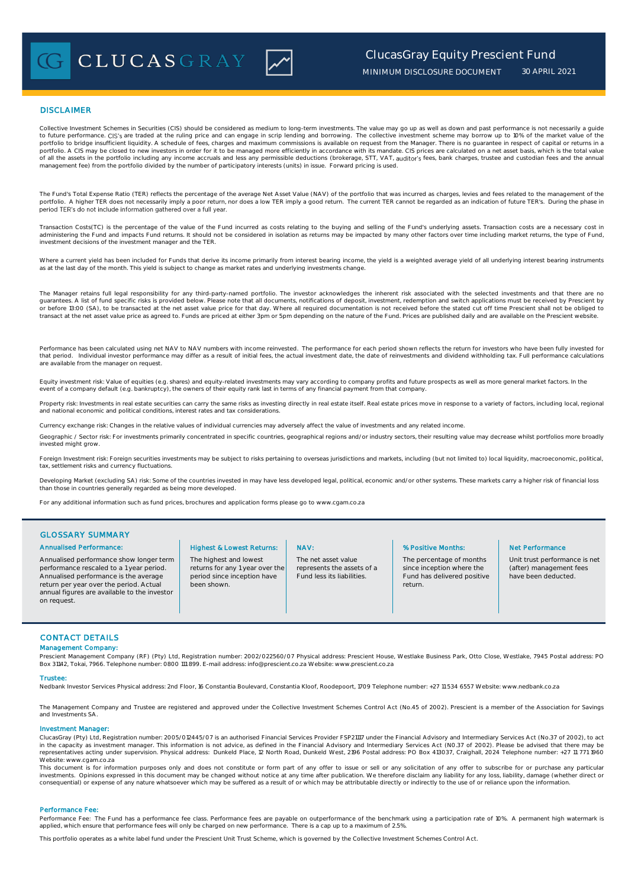# ClucasGray Equity Prescient Fund

MINIMUM DISCLOSURE DOCUMENT 30 APRIL 2021

## DISCLAIMER

Collective Investment Schemes in Securities (CIS) should be considered as medium to long-term investments. The value may go up as well as down and past performance is not necessarily a guide to future performance. CIS's are traded at the ruling price and can engage in scrip lending and borrowing. The collective investment scheme may borrow up to 10% of the market value of the portfolio to bridge insufficient liquidity. A schedule of fees, charges and maximum commissions is available on request from the Manager. There is no guarantee in respect of capital or returns in a portfolio. A CIS may be closed to new investors in order for it to be managed more efficiently in accordance with its mandate. CIS prices are calculated on a net asset basis, which is the total value of all the assets in the portfolio including any income accruals and less any permissible deductions (brokerage, STT, VAT, auditor's fees, bank charges, trustee and custodian fees and the annual management fee) from the portfolio divided by the number of participatory interests (units) in issue. Forward pricing is used.

The Fund's Total Expense Ratio (TER) reflects the percentage of the average Net Asset Value (NAV) of the portfolio that was incurred as charges, levies and fees related to the management of the portfolio. A higher TER does not necessarily imply a poor return, nor does a low TER imply a good return. The current TER cannot be regarded as an indication of future TER's. During the phase in period TER's do not include information gathered over a full year.

Transaction Costs(TC) is the percentage of the value of the Fund incurred as costs relating to the buying and selling of the Fund's underlying assets. Transaction costs are a necessary cost in administering the Fund and impacts Fund returns. It should not be considered in isolation as returns may be impacted by many other factors over time including market returns, the type of Fund, investment decisions of the investment manager and the TER.

Where a current yield has been included for Funds that derive its income primarily from interest bearing income, the yield is a weighted average yield of all underlying interest bearing instruments as at the last day of the month. This yield is subject to change as market rates and underlying investments change.

The Manager retains full legal responsibility for any third-party-named portfolio. The investor acknowledges the inherent risk associated with the selected investments and that there are no guarantees. A list of fund specific risks is provided below. Please note that all documents, notifications of deposit, investment, redemption and switch applications must be received by Prescient by or before 13:00 (SA), to be transacted at the net asset value price for that day. Where all required documentation is not received before the stated cut off time Prescient shall not be obliged to transact at the net asset value price as agreed to. Funds are priced at either 3pm or 5pm depending on the nature of the Fund. Prices are published daily and are available on the Prescient website.

Performance has been calculated using net NAV to NAV numbers with income reinvested. The performance for each period shown reflects the return for investors who have been fully invested for that period. Individual investor performance may differ as a result of initial fees, the actual investment date, the date of reinvestments and dividend withholding tax. Full performance calculations are available from the manager on request.

Equity investment risk: Value of equities (e.g. shares) and equity-related investments may vary according to company profits and future prospects as well as more general market factors. In the event of a company default (e.g. bankruptcy), the owners of their equity rank last in terms of any financial payment from that company.

Property risk: Investments in real estate securities can carry the same risks as investing directly in real estate itself. Real estate prices move in response to a variety of factors, including local, regional and national economic and political conditions, interest rates and tax considerations.

Currency exchange risk: Changes in the relative values of individual currencies may adversely affect the value of investments and any related income.

Geographic / Sector risk: For investments primarily concentrated in specific countries, geographical regions and/or industry sectors, their resulting value may decrease whilst portfolios more broadly invested might grow.

Foreign Investment risk: Foreign securities investments may be subject to risks pertaining to overseas jurisdictions and markets, including (but not limited to) local liquidity, macroeconomic, political, tax, settlement risks and currency fluctuations.

Developing Market (excluding SA) risk: Some of the countries invested in may have less developed legal, political, economic and/or other systems. These markets carry a higher risk of financial loss than those in countries generally regarded as being more developed.

For any additional information such as fund prices, brochures and application forms please go to www.cgam.co.za

## GLOSSARY SUMMARY

**Annualised Performance:**
Annualised performance show longer term performance rescaled to a 1 year period. Annualised performance is the average return per year over the period. Actual annual figures are available to the investor on request.

**Highest & Lowest Returns:**
The highest and lowest returns for any 1 year over the period since inception have been shown.

**NAV:**
The net asset value represents the assets of a Fund less its liabilities.

**% Positive Months:**
The percentage of months since inception where the Fund has delivered positive return.

**Net Performance**
Unit trust performance is net (after) management fees have been deducted.

## CONTACT DETAILS

### Management Company:

Prescient Management Company (RF) (Pty) Ltd, Registration number: 2002/022560/07 Physical address: Prescient House, Westlake Business Park, Otto Close, Westlake, 7945 Postal address: PO Box 31142, Tokai, 7966. Telephone number: 0800 111 899. E-mail address: info@prescient.co.za Website: www.prescient.co.za

### Trustee:

Nedbank Investor Services Physical address: 2nd Floor, 16 Constantia Boulevard, Constantia Kloof, Roodepoort, 1709 Telephone number: +27 11 534 6557 Website: www.nedbank.co.za

The Management Company and Trustee are registered and approved under the Collective Investment Schemes Control Act (No.45 of 2002). Prescient is a member of the Association for Savings and Investments SA.

### Investment Manager:

ClucasGray (Pty) Ltd, Registration number: 2005/012445/07 is an authorised Financial Services Provider FSP21117 under the Financial Advisory and Intermediary Services Act (No.37 of 2002), to act in the capacity as investment manager. This information is not advice, as defined in the Financial Advisory and Intermediary Services Act (N0.37 of 2002). Please be advised that there may be representatives acting under supervision. Physical address: Dunkeld Place, 12 North Road, Dunkeld West, 2196 Postal address: PO Box 413037, Craighall, 2024 Telephone number: +27 11 771 1960 Website: www.cgam.co.za

This document is for information purposes only and does not constitute or form part of any offer to issue or sell or any solicitation of any offer to subscribe for or purchase any particular investments. Opinions expressed in this document may be changed without notice at any time after publication. We therefore disclaim any liability for any loss, liability, damage (whether direct or consequential) or expense of any nature whatsoever which may be suffered as a result of or which may be attributable directly or indirectly to the use of or reliance upon the information.

### Performance Fee:

Performance Fee: The Fund has a performance fee class. Performance fees are payable on outperformance of the benchmark using a participation rate of 10%. A permanent high watermark is applied, which ensure that performance fees will only be charged on new performance. There is a cap up to a maximum of 2.5%.

This portfolio operates as a white label fund under the Prescient Unit Trust Scheme, which is governed by the Collective Investment Schemes Control Act.